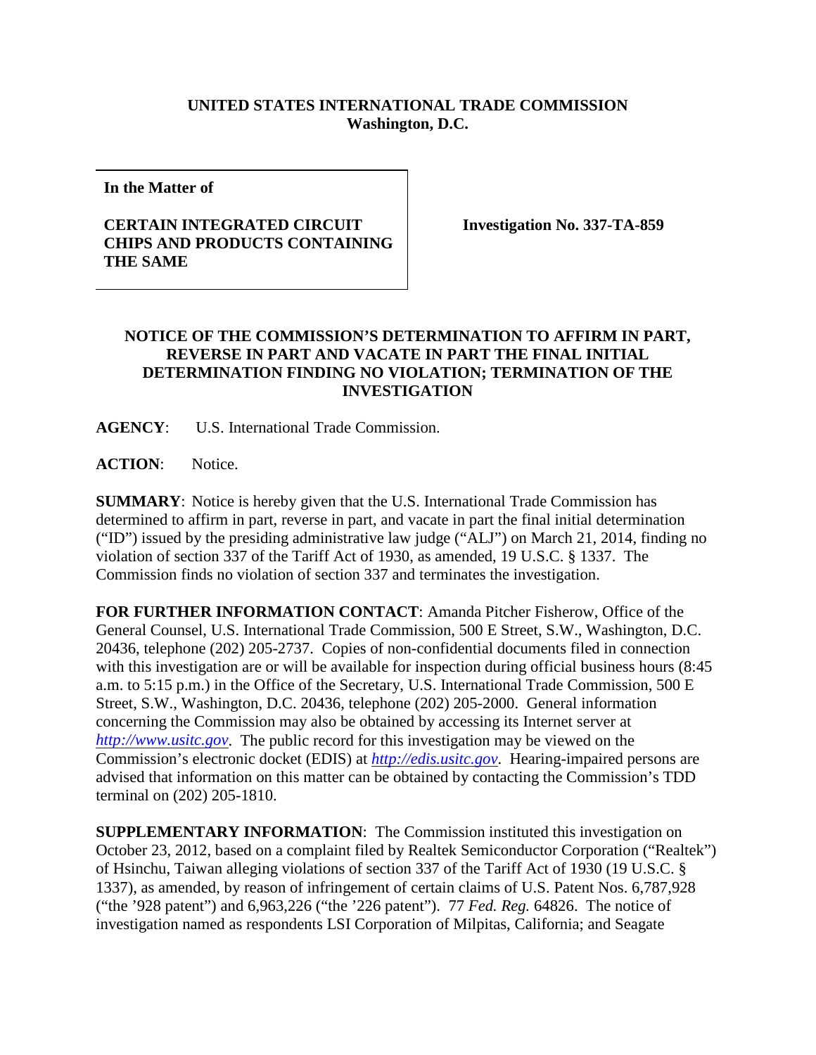**UNITED STATES INTERNATIONAL TRADE COMMISSION**
**Washington, D.C.**

**In the Matter of**

**CERTAIN INTEGRATED CIRCUIT CHIPS AND PRODUCTS CONTAINING THE SAME**

**Investigation No. 337-TA-859**

**NOTICE OF THE COMMISSION'S DETERMINATION TO AFFIRM IN PART, REVERSE IN PART AND VACATE IN PART THE FINAL INITIAL DETERMINATION FINDING NO VIOLATION; TERMINATION OF THE INVESTIGATION**

**AGENCY**: U.S. International Trade Commission.

**ACTION**: Notice.

**SUMMARY**: Notice is hereby given that the U.S. International Trade Commission has determined to affirm in part, reverse in part, and vacate in part the final initial determination ("ID") issued by the presiding administrative law judge ("ALJ") on March 21, 2014, finding no violation of section 337 of the Tariff Act of 1930, as amended, 19 U.S.C. § 1337. The Commission finds no violation of section 337 and terminates the investigation.

**FOR FURTHER INFORMATION CONTACT**: Amanda Pitcher Fisherow, Office of the General Counsel, U.S. International Trade Commission, 500 E Street, S.W., Washington, D.C. 20436, telephone (202) 205-2737. Copies of non-confidential documents filed in connection with this investigation are or will be available for inspection during official business hours (8:45 a.m. to 5:15 p.m.) in the Office of the Secretary, U.S. International Trade Commission, 500 E Street, S.W., Washington, D.C. 20436, telephone (202) 205-2000. General information concerning the Commission may also be obtained by accessing its Internet server at *http://www.usitc.gov*. The public record for this investigation may be viewed on the Commission's electronic docket (EDIS) at *http://edis.usitc.gov*. Hearing-impaired persons are advised that information on this matter can be obtained by contacting the Commission's TDD terminal on (202) 205-1810.

**SUPPLEMENTARY INFORMATION**: The Commission instituted this investigation on October 23, 2012, based on a complaint filed by Realtek Semiconductor Corporation ("Realtek") of Hsinchu, Taiwan alleging violations of section 337 of the Tariff Act of 1930 (19 U.S.C. § 1337), as amended, by reason of infringement of certain claims of U.S. Patent Nos. 6,787,928 ("the '928 patent") and 6,963,226 ("the '226 patent"). 77 *Fed. Reg.* 64826. The notice of investigation named as respondents LSI Corporation of Milpitas, California; and Seagate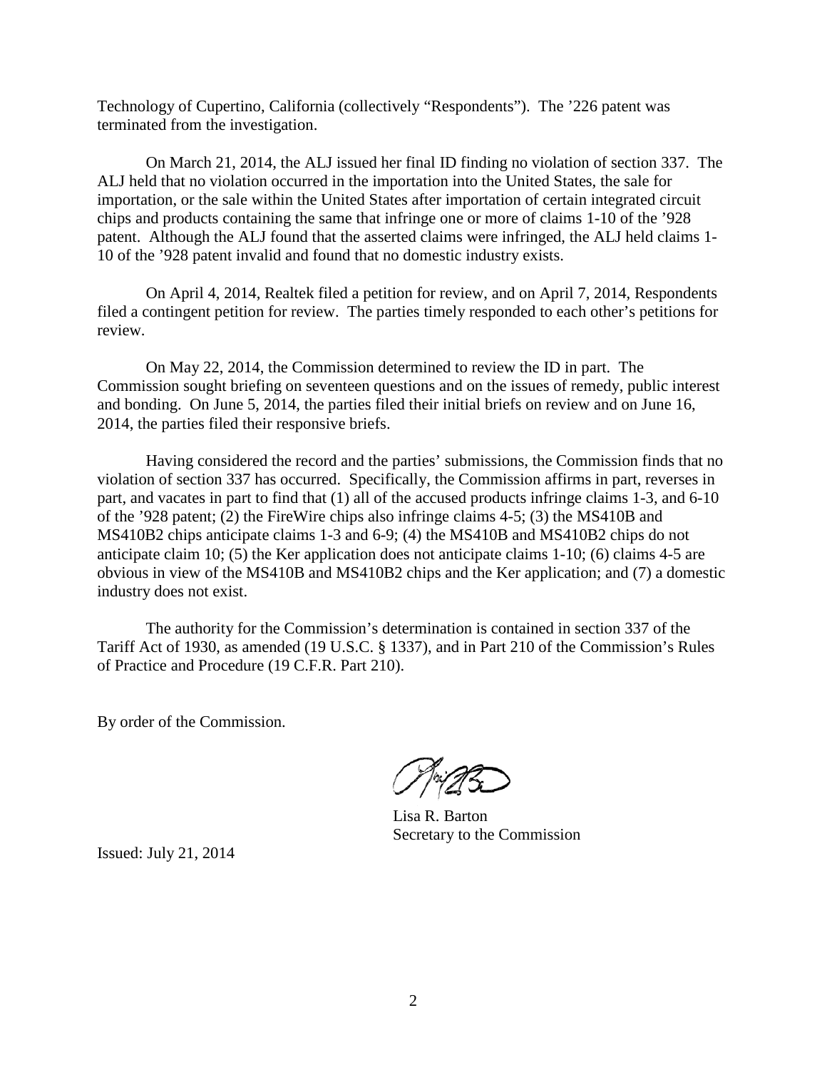Technology of Cupertino, California (collectively "Respondents"). The '226 patent was terminated from the investigation.

On March 21, 2014, the ALJ issued her final ID finding no violation of section 337. The ALJ held that no violation occurred in the importation into the United States, the sale for importation, or the sale within the United States after importation of certain integrated circuit chips and products containing the same that infringe one or more of claims 1-10 of the '928 patent. Although the ALJ found that the asserted claims were infringed, the ALJ held claims 1-10 of the '928 patent invalid and found that no domestic industry exists.

On April 4, 2014, Realtek filed a petition for review, and on April 7, 2014, Respondents filed a contingent petition for review. The parties timely responded to each other's petitions for review.

On May 22, 2014, the Commission determined to review the ID in part. The Commission sought briefing on seventeen questions and on the issues of remedy, public interest and bonding. On June 5, 2014, the parties filed their initial briefs on review and on June 16, 2014, the parties filed their responsive briefs.

Having considered the record and the parties' submissions, the Commission finds that no violation of section 337 has occurred. Specifically, the Commission affirms in part, reverses in part, and vacates in part to find that (1) all of the accused products infringe claims 1-3, and 6-10 of the '928 patent; (2) the FireWire chips also infringe claims 4-5; (3) the MS410B and MS410B2 chips anticipate claims 1-3 and 6-9; (4) the MS410B and MS410B2 chips do not anticipate claim 10; (5) the Ker application does not anticipate claims 1-10; (6) claims 4-5 are obvious in view of the MS410B and MS410B2 chips and the Ker application; and (7) a domestic industry does not exist.

The authority for the Commission's determination is contained in section 337 of the Tariff Act of 1930, as amended (19 U.S.C. § 1337), and in Part 210 of the Commission's Rules of Practice and Procedure (19 C.F.R. Part 210).

By order of the Commission.

Lisa R. Barton
Secretary to the Commission

Issued: July 21, 2014